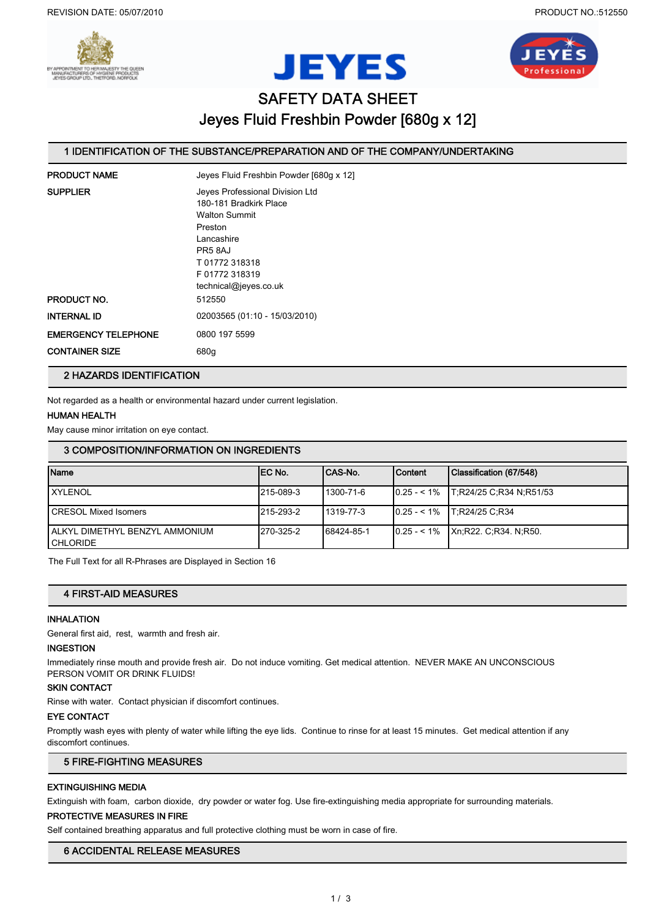# SAFETY DATA SHEET

# Jeyes Fluid Freshbin Powder [680g x 12]

## 1 IDENTIFICATION OF THE SUBSTANCE/PREPARATION AND OF THE COMPANY/UNDERTAKING

**PRODUCT NAME** Jeyes Fluid Freshbin Powder [680g x 12]

**SUPPLIER** Jeyes Professional Division Ltd
180-181 Bradkirk Place
Walton Summit
Preston
Lancashire
PR5 8AJ
T 01772 318318
F 01772 318319
technical@jeyes.co.uk

**PRODUCT NO.** 512550

**INTERNAL ID** 02003565 (01:10 - 15/03/2010)

**EMERGENCY TELEPHONE** 0800 197 5599

**CONTAINER SIZE** 680g

## 2 HAZARDS IDENTIFICATION

Not regarded as a health or environmental hazard under current legislation.

**HUMAN HEALTH**

May cause minor irritation on eye contact.

## 3 COMPOSITION/INFORMATION ON INGREDIENTS

| Name | EC No. | CAS-No. | Content | Classification (67/548) |
|---|---|---|---|---|
| XYLENOL | 215-089-3 | 1300-71-6 | 0.25 - < 1% | T;R24/25 C;R34 N;R51/53 |
| CRESOL Mixed Isomers | 215-293-2 | 1319-77-3 | 0.25 - < 1% | T;R24/25 C;R34 |
| ALKYL DIMETHYL BENZYL AMMONIUM CHLORIDE | 270-325-2 | 68424-85-1 | 0.25 - < 1% | Xn;R22. C;R34. N;R50. |

The Full Text for all R-Phrases are Displayed in Section 16

## 4 FIRST-AID MEASURES

**INHALATION**

General first aid, rest, warmth and fresh air.

**INGESTION**

Immediately rinse mouth and provide fresh air. Do not induce vomiting. Get medical attention. NEVER MAKE AN UNCONSCIOUS PERSON VOMIT OR DRINK FLUIDS!

**SKIN CONTACT**

Rinse with water. Contact physician if discomfort continues.

**EYE CONTACT**

Promptly wash eyes with plenty of water while lifting the eye lids. Continue to rinse for at least 15 minutes. Get medical attention if any discomfort continues.

## 5 FIRE-FIGHTING MEASURES

**EXTINGUISHING MEDIA**

Extinguish with foam, carbon dioxide, dry powder or water fog. Use fire-extinguishing media appropriate for surrounding materials.

**PROTECTIVE MEASURES IN FIRE**

Self contained breathing apparatus and full protective clothing must be worn in case of fire.

## 6 ACCIDENTAL RELEASE MEASURES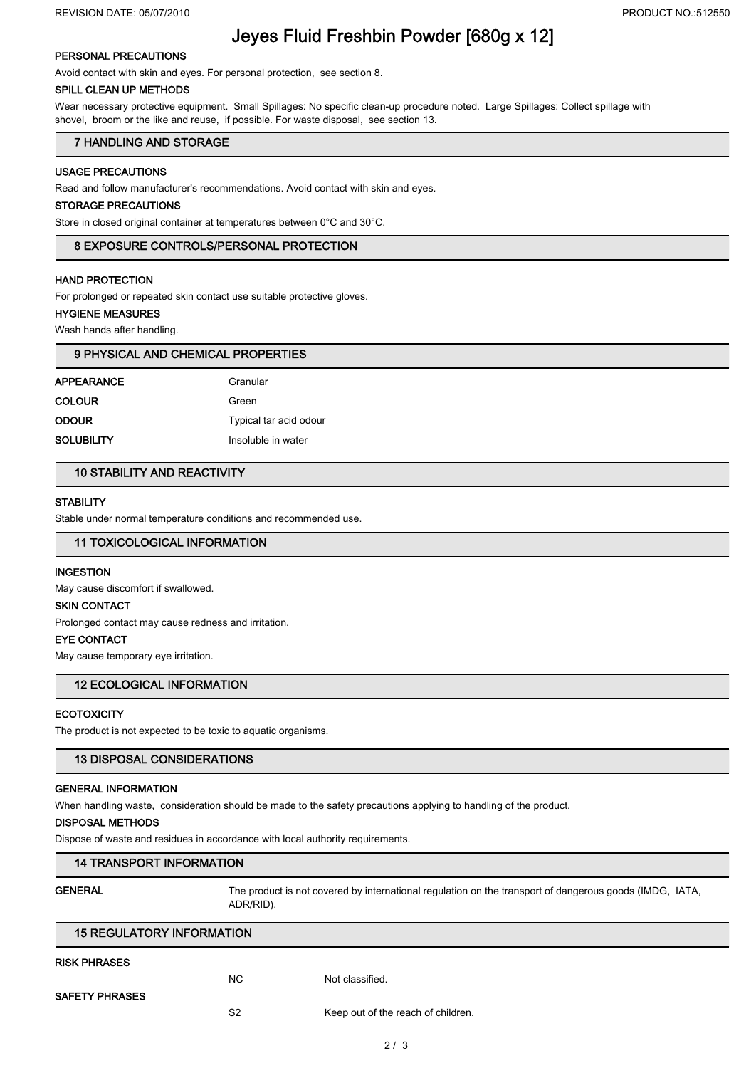# Jeyes Fluid Freshbin Powder [680g x 12]

### PERSONAL PRECAUTIONS

Avoid contact with skin and eyes. For personal protection, see section 8.

### SPILL CLEAN UP METHODS

Wear necessary protective equipment. Small Spillages: No specific clean-up procedure noted. Large Spillages: Collect spillage with shovel, broom or the like and reuse, if possible. For waste disposal, see section 13.

## 7 HANDLING AND STORAGE

### USAGE PRECAUTIONS

Read and follow manufacturer's recommendations. Avoid contact with skin and eyes.

### STORAGE PRECAUTIONS

Store in closed original container at temperatures between 0°C and 30°C.

## 8 EXPOSURE CONTROLS/PERSONAL PROTECTION

### HAND PROTECTION

For prolonged or repeated skin contact use suitable protective gloves.

### HYGIENE MEASURES

Wash hands after handling.

## 9 PHYSICAL AND CHEMICAL PROPERTIES

| | |
|---|---|
| APPEARANCE | Granular |
| COLOUR | Green |
| ODOUR | Typical tar acid odour |
| SOLUBILITY | Insoluble in water |

## 10 STABILITY AND REACTIVITY

### STABILITY

Stable under normal temperature conditions and recommended use.

## 11 TOXICOLOGICAL INFORMATION

### INGESTION

May cause discomfort if swallowed.

### SKIN CONTACT

Prolonged contact may cause redness and irritation.

### EYE CONTACT

May cause temporary eye irritation.

## 12 ECOLOGICAL INFORMATION

### ECOTOXICITY

The product is not expected to be toxic to aquatic organisms.

## 13 DISPOSAL CONSIDERATIONS

### GENERAL INFORMATION

When handling waste, consideration should be made to the safety precautions applying to handling of the product.

### DISPOSAL METHODS

Dispose of waste and residues in accordance with local authority requirements.

## 14 TRANSPORT INFORMATION

**GENERAL** The product is not covered by international regulation on the transport of dangerous goods (IMDG, IATA, ADR/RID).

## 15 REGULATORY INFORMATION

### RISK PHRASES

| | |
|---|---|
| NC | Not classified. |

### SAFETY PHRASES

| | |
|---|---|
| S2 | Keep out of the reach of children. |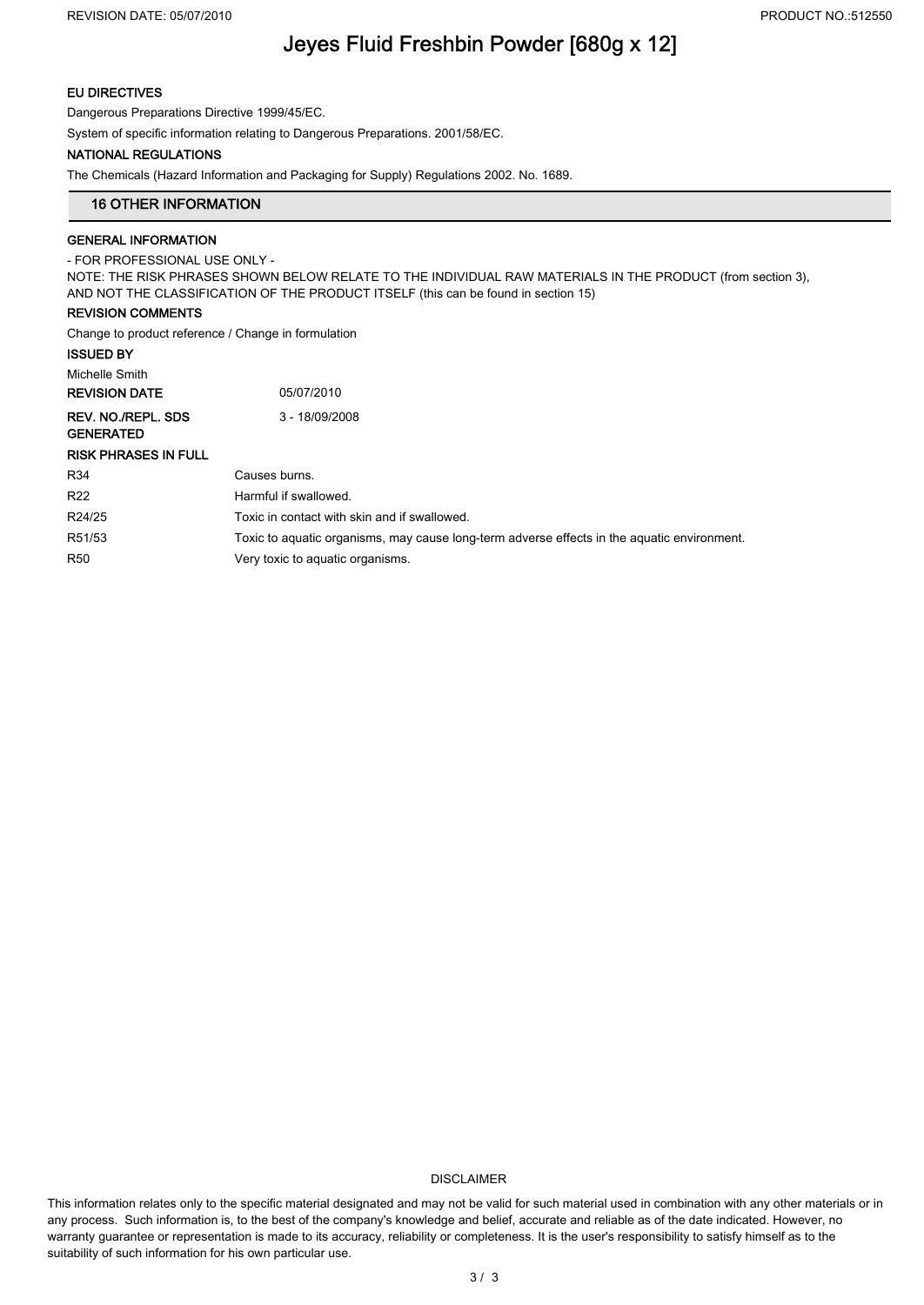# Jeyes Fluid Freshbin Powder [680g x 12]

**EU DIRECTIVES**

Dangerous Preparations Directive 1999/45/EC.

System of specific information relating to Dangerous Preparations. 2001/58/EC.

**NATIONAL REGULATIONS**

The Chemicals (Hazard Information and Packaging for Supply) Regulations 2002. No. 1689.

## 16 OTHER INFORMATION

**GENERAL INFORMATION**

- FOR PROFESSIONAL USE ONLY -

NOTE: THE RISK PHRASES SHOWN BELOW RELATE TO THE INDIVIDUAL RAW MATERIALS IN THE PRODUCT (from section 3), AND NOT THE CLASSIFICATION OF THE PRODUCT ITSELF (this can be found in section 15)

**REVISION COMMENTS**

Change to product reference / Change in formulation

**ISSUED BY**

Michelle Smith

| | |
|---|---|
| **REVISION DATE** | 05/07/2010 |
| **REV. NO./REPL. SDS GENERATED** | 3 - 18/09/2008 |

**RISK PHRASES IN FULL**

| | |
|---|---|
| R34 | Causes burns. |
| R22 | Harmful if swallowed. |
| R24/25 | Toxic in contact with skin and if swallowed. |
| R51/53 | Toxic to aquatic organisms, may cause long-term adverse effects in the aquatic environment. |
| R50 | Very toxic to aquatic organisms. |

DISCLAIMER

This information relates only to the specific material designated and may not be valid for such material used in combination with any other materials or in any process. Such information is, to the best of the company's knowledge and belief, accurate and reliable as of the date indicated. However, no warranty guarantee or representation is made to its accuracy, reliability or completeness. It is the user's responsibility to satisfy himself as to the suitability of such information for his own particular use.